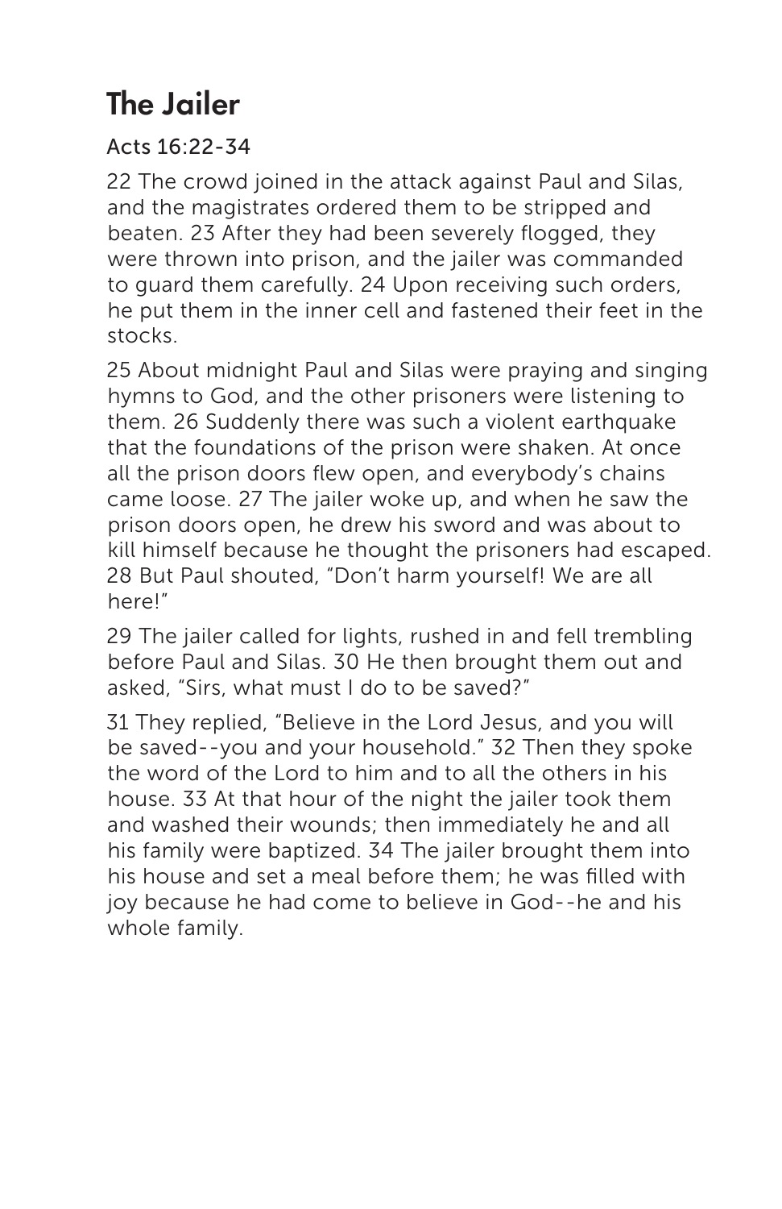# The Jailer

## Acts 16:22-34

22 The crowd joined in the attack against Paul and Silas, and the magistrates ordered them to be stripped and beaten. 23 After they had been severely flogged, they were thrown into prison, and the jailer was commanded to guard them carefully. 24 Upon receiving such orders, he put them in the inner cell and fastened their feet in the stocks.

25 About midnight Paul and Silas were praying and singing hymns to God, and the other prisoners were listening to them. 26 Suddenly there was such a violent earthquake that the foundations of the prison were shaken. At once all the prison doors flew open, and everybody's chains came loose. 27 The jailer woke up, and when he saw the prison doors open, he drew his sword and was about to kill himself because he thought the prisoners had escaped. 28 But Paul shouted, "Don't harm yourself! We are all here!"

29 The jailer called for lights, rushed in and fell trembling before Paul and Silas. 30 He then brought them out and asked, "Sirs, what must I do to be saved?"

31 They replied, "Believe in the Lord Jesus, and you will be saved--you and your household." 32 Then they spoke the word of the Lord to him and to all the others in his house. 33 At that hour of the night the jailer took them and washed their wounds; then immediately he and all his family were baptized. 34 The jailer brought them into his house and set a meal before them; he was filled with joy because he had come to believe in God--he and his whole family.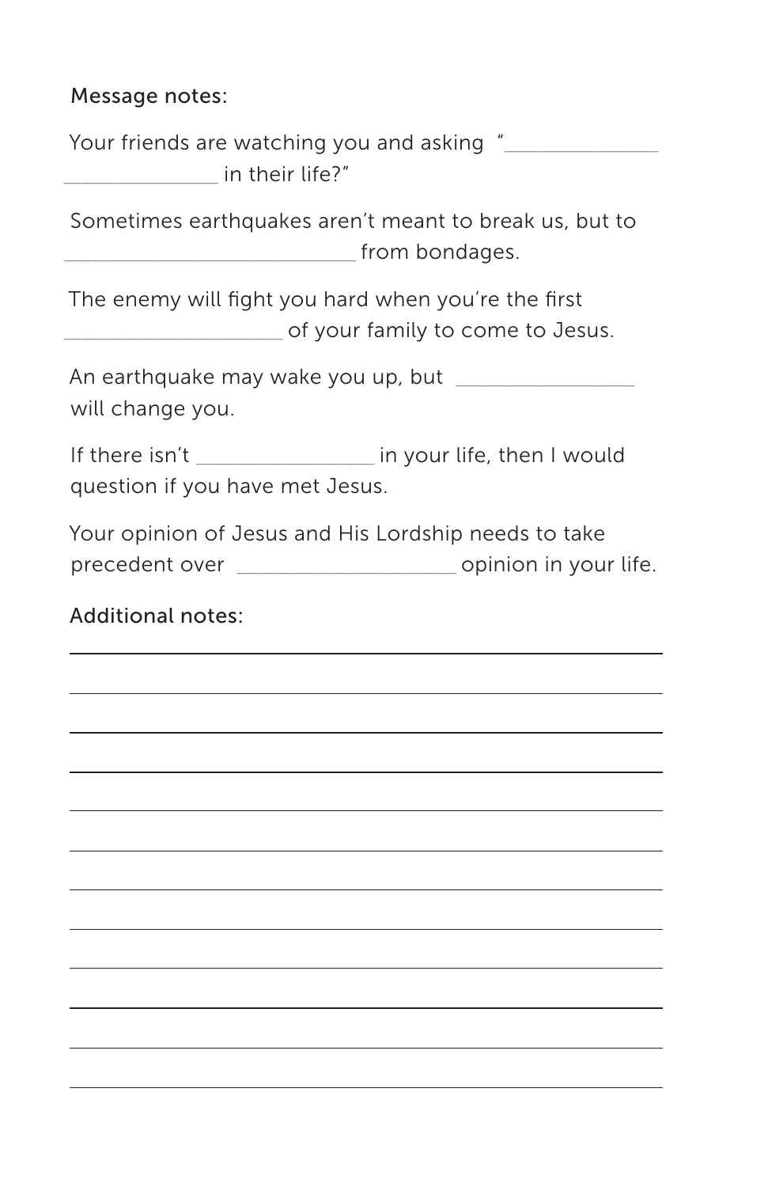Message notes:

Your friends are watching you and asking "______________ ______________ in their life?"

Sometimes earthquakes aren't meant to break us, but to ___________________________ from bondages.

The enemy will fight you hard when you're the first ____________________ of your family to come to Jesus.

An earthquake may wake you up, but ________________ will change you.

If there isn't ________________ in your life, then I would question if you have met Jesus.

Your opinion of Jesus and His Lordship needs to take precedent over ____________________ opinion in your life.

Additional notes:

______________________________________________________

______________________________________________________

______________________________________________________

______________________________________________________

______________________________________________________

______________________________________________________

______________________________________________________

______________________________________________________

______________________________________________________

______________________________________________________

______________________________________________________

______________________________________________________

______________________________________________________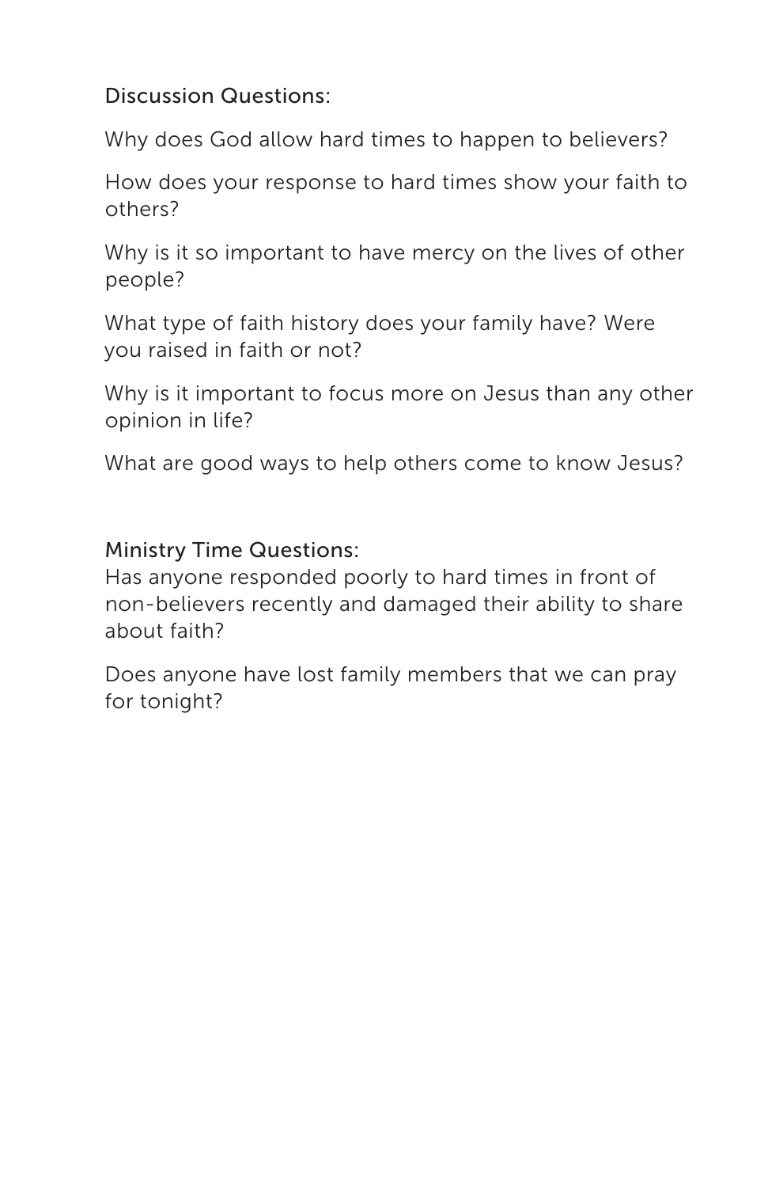Discussion Questions:

Why does God allow hard times to happen to believers?

How does your response to hard times show your faith to others?

Why is it so important to have mercy on the lives of other people?

What type of faith history does your family have? Were you raised in faith or not?

Why is it important to focus more on Jesus than any other opinion in life?

What are good ways to help others come to know Jesus?

Ministry Time Questions:

Has anyone responded poorly to hard times in front of non-believers recently and damaged their ability to share about faith?

Does anyone have lost family members that we can pray for tonight?